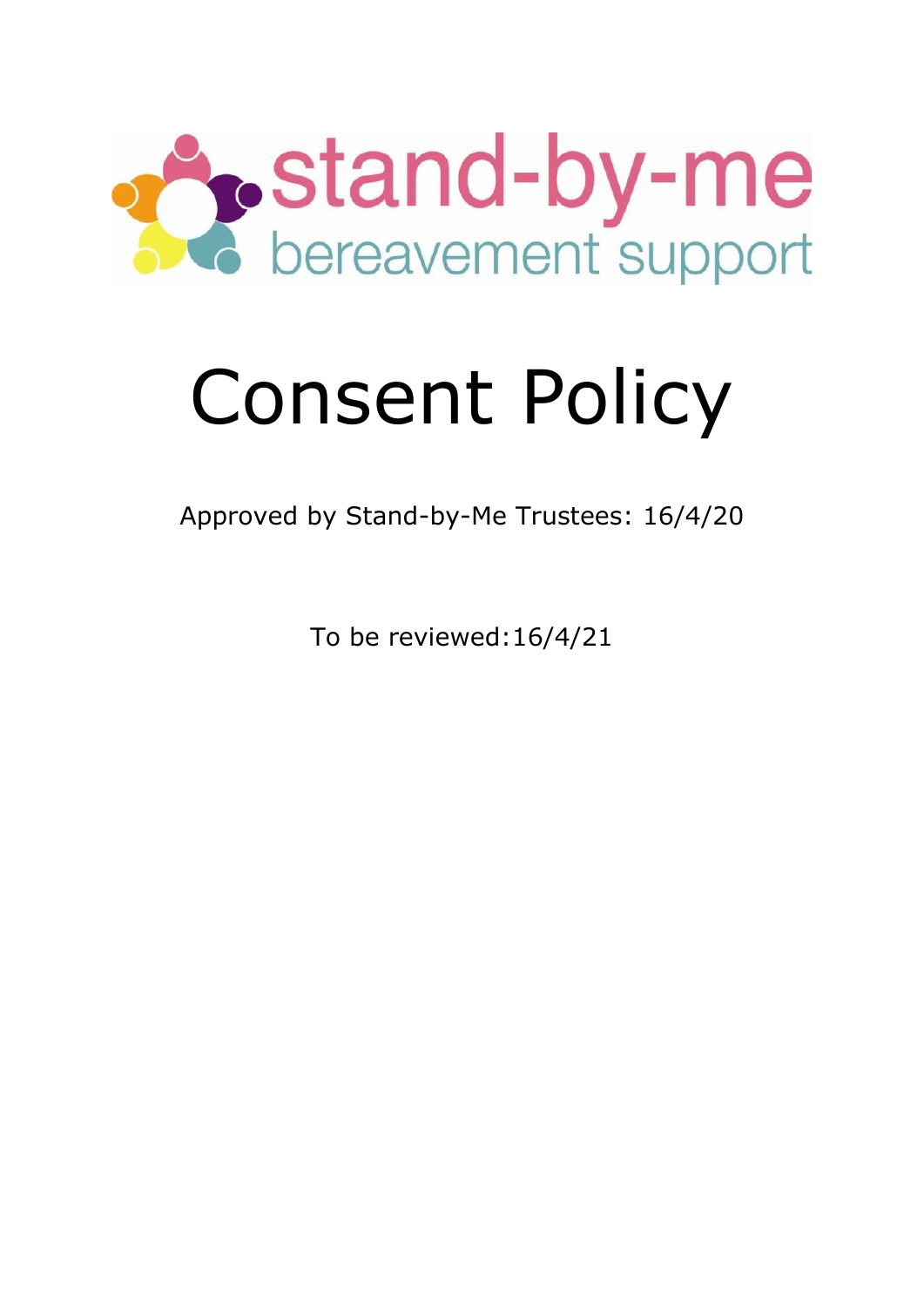stand-by-me

bereavement support

# Consent Policy

Approved by Stand-by-Me Trustees: 16/4/20

To be reviewed:16/4/21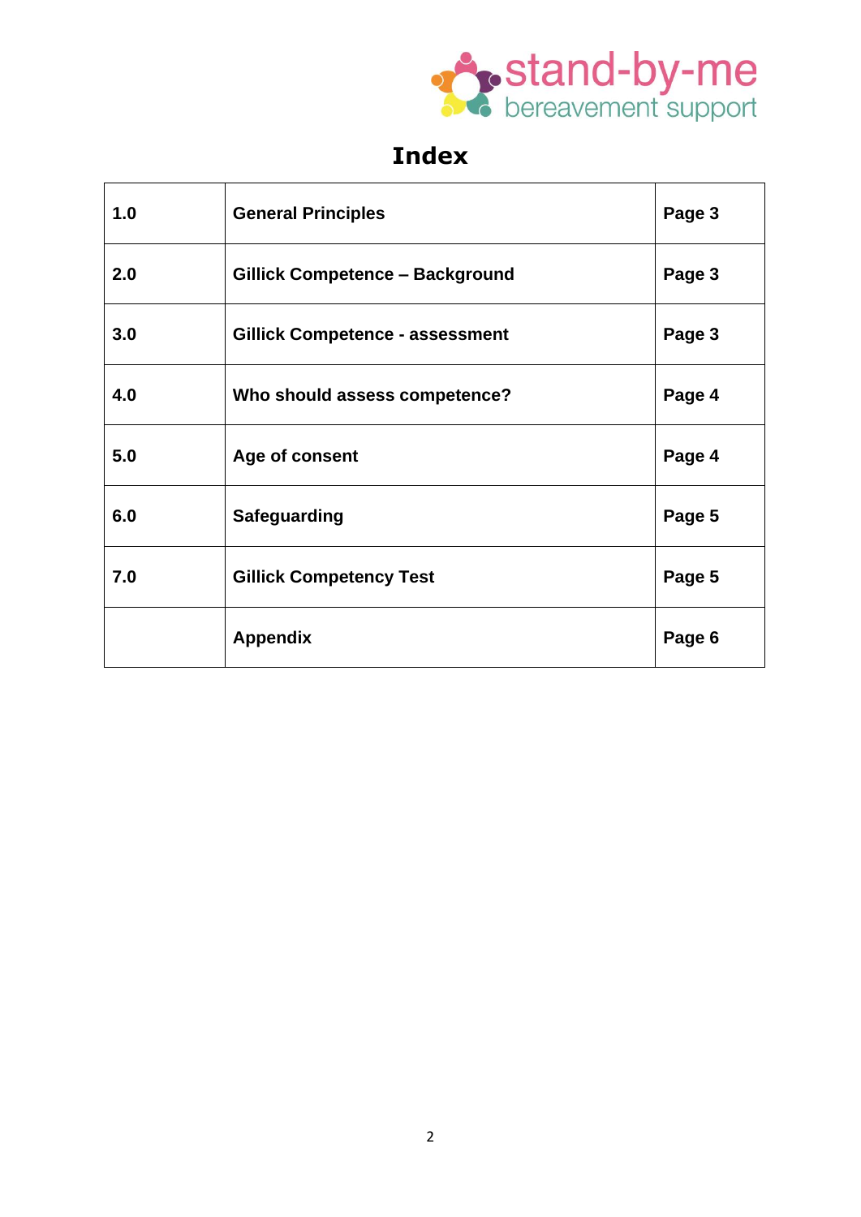# Index

| | | |
|---|---|---|
| **1.0** | **General Principles** | **Page 3** |
| **2.0** | **Gillick Competence – Background** | **Page 3** |
| **3.0** | **Gillick Competence - assessment** | **Page 3** |
| **4.0** | **Who should assess competence?** | **Page 4** |
| **5.0** | **Age of consent** | **Page 4** |
| **6.0** | **Safeguarding** | **Page 5** |
| **7.0** | **Gillick Competency Test** | **Page 5** |
| | **Appendix** | **Page 6** |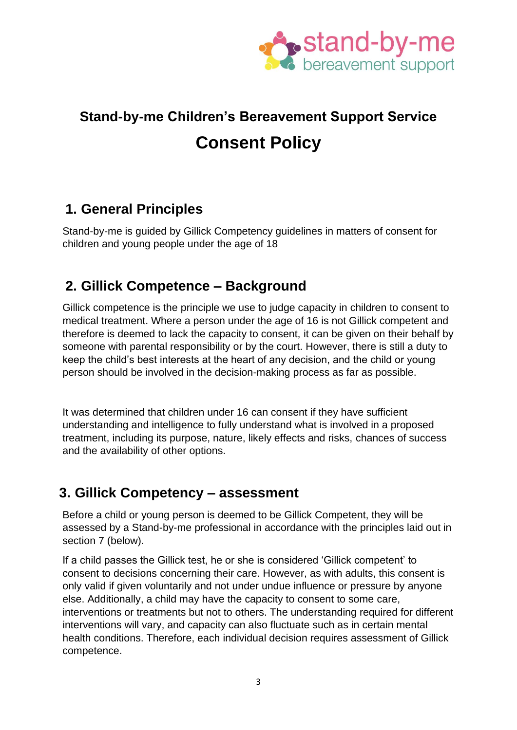stand-by-me
bereavement support

## Stand-by-me Children's Bereavement Support Service

# Consent Policy

## 1. General Principles

Stand-by-me is guided by Gillick Competency guidelines in matters of consent for children and young people under the age of 18

## 2. Gillick Competence – Background

Gillick competence is the principle we use to judge capacity in children to consent to medical treatment. Where a person under the age of 16 is not Gillick competent and therefore is deemed to lack the capacity to consent, it can be given on their behalf by someone with parental responsibility or by the court. However, there is still a duty to keep the child's best interests at the heart of any decision, and the child or young person should be involved in the decision-making process as far as possible.

It was determined that children under 16 can consent if they have sufficient understanding and intelligence to fully understand what is involved in a proposed treatment, including its purpose, nature, likely effects and risks, chances of success and the availability of other options.

## 3. Gillick Competency – assessment

Before a child or young person is deemed to be Gillick Competent, they will be assessed by a Stand-by-me professional in accordance with the principles laid out in section 7 (below).

If a child passes the Gillick test, he or she is considered 'Gillick competent' to consent to decisions concerning their care. However, as with adults, this consent is only valid if given voluntarily and not under undue influence or pressure by anyone else. Additionally, a child may have the capacity to consent to some care, interventions or treatments but not to others. The understanding required for different interventions will vary, and capacity can also fluctuate such as in certain mental health conditions. Therefore, each individual decision requires assessment of Gillick competence.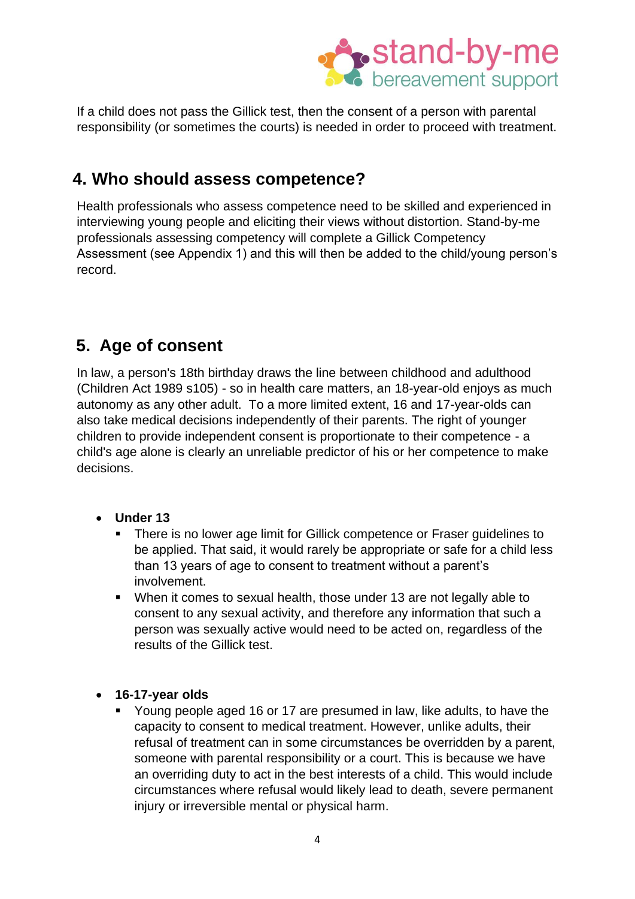If a child does not pass the Gillick test, then the consent of a person with parental responsibility (or sometimes the courts) is needed in order to proceed with treatment.

## 4. Who should assess competence?

Health professionals who assess competence need to be skilled and experienced in interviewing young people and eliciting their views without distortion. Stand-by-me professionals assessing competency will complete a Gillick Competency Assessment (see Appendix 1) and this will then be added to the child/young person's record.

## 5. Age of consent

In law, a person's 18th birthday draws the line between childhood and adulthood (Children Act 1989 s105) - so in health care matters, an 18-year-old enjoys as much autonomy as any other adult. To a more limited extent, 16 and 17-year-olds can also take medical decisions independently of their parents. The right of younger children to provide independent consent is proportionate to their competence - a child's age alone is clearly an unreliable predictor of his or her competence to make decisions.

- **Under 13**
  - There is no lower age limit for Gillick competence or Fraser guidelines to be applied. That said, it would rarely be appropriate or safe for a child less than 13 years of age to consent to treatment without a parent's involvement.
  - When it comes to sexual health, those under 13 are not legally able to consent to any sexual activity, and therefore any information that such a person was sexually active would need to be acted on, regardless of the results of the Gillick test.

- **16-17-year olds**
  - Young people aged 16 or 17 are presumed in law, like adults, to have the capacity to consent to medical treatment. However, unlike adults, their refusal of treatment can in some circumstances be overridden by a parent, someone with parental responsibility or a court. This is because we have an overriding duty to act in the best interests of a child. This would include circumstances where refusal would likely lead to death, severe permanent injury or irreversible mental or physical harm.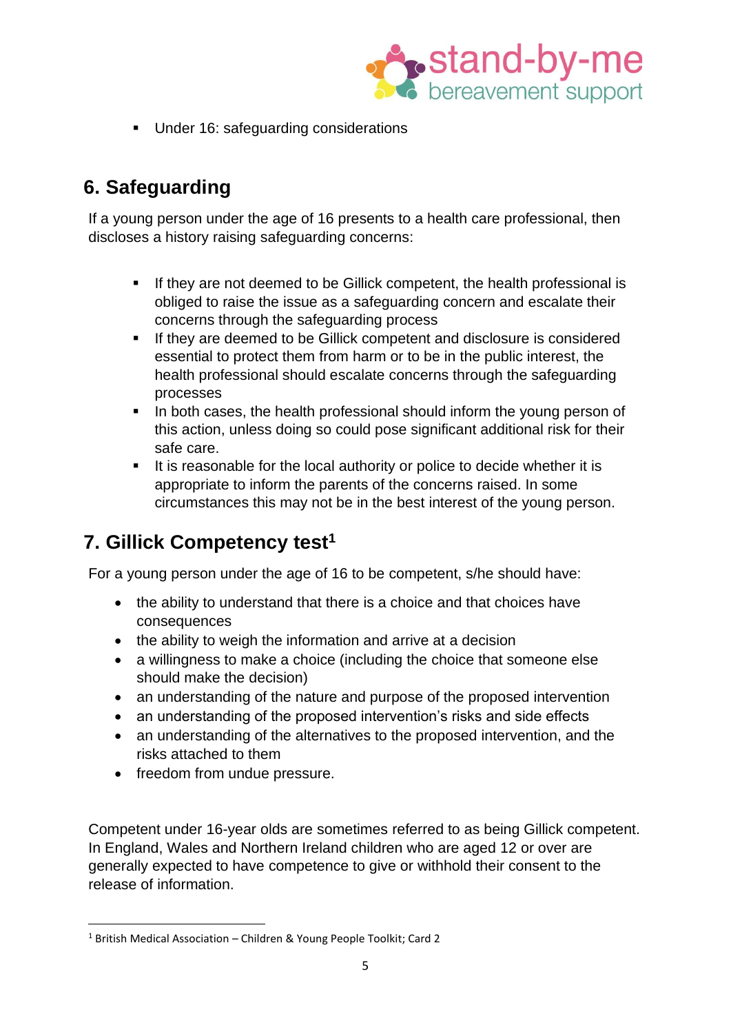- Under 16: safeguarding considerations

## 6. Safeguarding

If a young person under the age of 16 presents to a health care professional, then discloses a history raising safeguarding concerns:

- If they are not deemed to be Gillick competent, the health professional is obliged to raise the issue as a safeguarding concern and escalate their concerns through the safeguarding process
- If they are deemed to be Gillick competent and disclosure is considered essential to protect them from harm or to be in the public interest, the health professional should escalate concerns through the safeguarding processes
- In both cases, the health professional should inform the young person of this action, unless doing so could pose significant additional risk for their safe care.
- It is reasonable for the local authority or police to decide whether it is appropriate to inform the parents of the concerns raised. In some circumstances this may not be in the best interest of the young person.

## 7. Gillick Competency test[1]

For a young person under the age of 16 to be competent, s/he should have:

- the ability to understand that there is a choice and that choices have consequences
- the ability to weigh the information and arrive at a decision
- a willingness to make a choice (including the choice that someone else should make the decision)
- an understanding of the nature and purpose of the proposed intervention
- an understanding of the proposed intervention's risks and side effects
- an understanding of the alternatives to the proposed intervention, and the risks attached to them
- freedom from undue pressure.

Competent under 16-year olds are sometimes referred to as being Gillick competent. In England, Wales and Northern Ireland children who are aged 12 or over are generally expected to have competence to give or withhold their consent to the release of information.

---

[1] British Medical Association – Children & Young People Toolkit; Card 2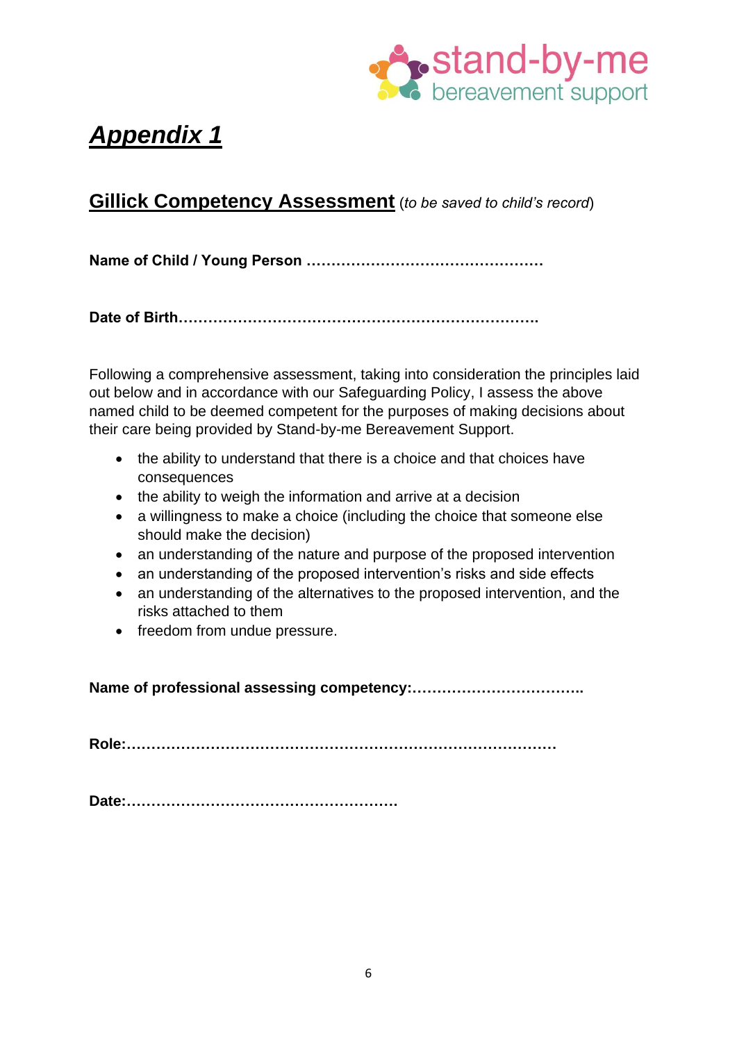stand-by-me
bereavement support

# ***Appendix 1***

## Gillick Competency Assessment (*to be saved to child's record*)

**Name of Child / Young Person …………………………………………**

**Date of Birth……………………………………………………………….**

Following a comprehensive assessment, taking into consideration the principles laid out below and in accordance with our Safeguarding Policy, I assess the above named child to be deemed competent for the purposes of making decisions about their care being provided by Stand-by-me Bereavement Support.

- the ability to understand that there is a choice and that choices have consequences
- the ability to weigh the information and arrive at a decision
- a willingness to make a choice (including the choice that someone else should make the decision)
- an understanding of the nature and purpose of the proposed intervention
- an understanding of the proposed intervention's risks and side effects
- an understanding of the alternatives to the proposed intervention, and the risks attached to them
- freedom from undue pressure.

**Name of professional assessing competency:……………………………..**

**Role:…………………………………………………………………………**

**Date:……………………………………………….**